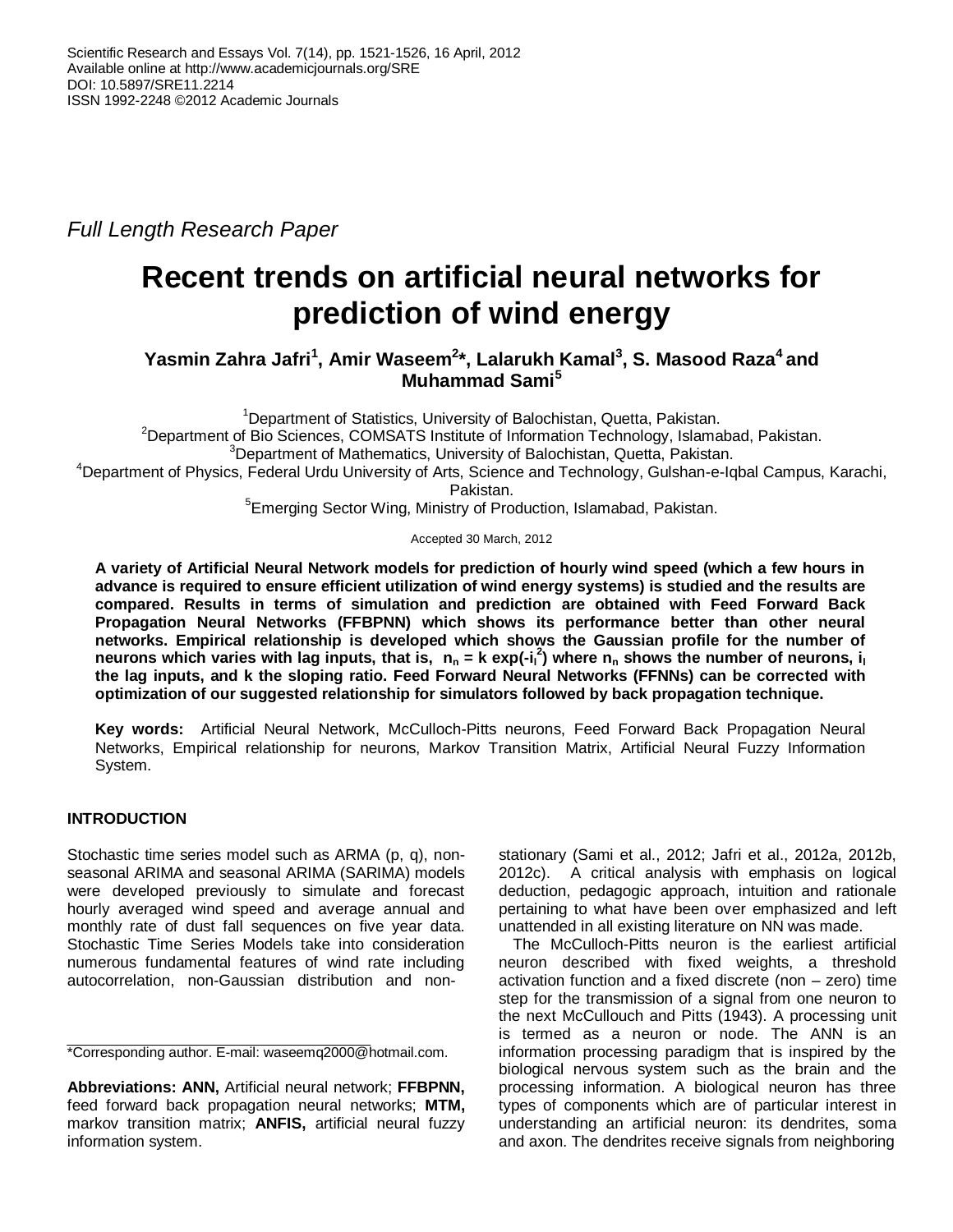Scientific Research and Essays Vol. 7(14), pp. 1521-1526, 16 April, 2012
Available online at http://www.academicjournals.org/SRE
DOI: 10.5897/SRE11.2214
ISSN 1992-2248 ©2012 Academic Journals

*Full Length Research Paper*

# Recent trends on artificial neural networks for prediction of wind energy

**Yasmin Zahra Jafri[1], Amir Waseem[2]*, Lalarukh Kamal[3], S. Masood Raza[4] and Muhammad Sami[5]**

[1]Department of Statistics, University of Balochistan, Quetta, Pakistan.
[2]Department of Bio Sciences, COMSATS Institute of Information Technology, Islamabad, Pakistan.
[3]Department of Mathematics, University of Balochistan, Quetta, Pakistan.
[4]Department of Physics, Federal Urdu University of Arts, Science and Technology, Gulshan-e-Iqbal Campus, Karachi, Pakistan.
[5]Emerging Sector Wing, Ministry of Production, Islamabad, Pakistan.

Accepted 30 March, 2012

**A variety of Artificial Neural Network models for prediction of hourly wind speed (which a few hours in advance is required to ensure efficient utilization of wind energy systems) is studied and the results are compared. Results in terms of simulation and prediction are obtained with Feed Forward Back Propagation Neural Networks (FFBPNN) which shows its performance better than other neural networks. Empirical relationship is developed which shows the Gaussian profile for the number of neurons which varies with lag inputs, that is, $n_n = k\exp(-i_l^2)$ where $n_n$ shows the number of neurons, $i_l$ the lag inputs, and k the sloping ratio. Feed Forward Neural Networks (FFNNs) can be corrected with optimization of our suggested relationship for simulators followed by back propagation technique.**

**Key words:** Artificial Neural Network, McCulloch-Pitts neurons, Feed Forward Back Propagation Neural Networks, Empirical relationship for neurons, Markov Transition Matrix, Artificial Neural Fuzzy Information System.

## INTRODUCTION

Stochastic time series model such as ARMA (p, q), non-seasonal ARIMA and seasonal ARIMA (SARIMA) models were developed previously to simulate and forecast hourly averaged wind speed and average annual and monthly rate of dust fall sequences on five year data. Stochastic Time Series Models take into consideration numerous fundamental features of wind rate including autocorrelation, non-Gaussian distribution and non-stationary (Sami et al., 2012; Jafri et al., 2012a, 2012b, 2012c). A critical analysis with emphasis on logical deduction, pedagogic approach, intuition and rationale pertaining to what have been over emphasized and left unattended in all existing literature on NN was made.

The McCulloch-Pitts neuron is the earliest artificial neuron described with fixed weights, a threshold activation function and a fixed discrete (non – zero) time step for the transmission of a signal from one neuron to the next McCullouch and Pitts (1943). A processing unit is termed as a neuron or node. The ANN is an information processing paradigm that is inspired by the biological nervous system such as the brain and the processing information. A biological neuron has three types of components which are of particular interest in understanding an artificial neuron: its dendrites, soma and axon. The dendrites receive signals from neighboring

*Corresponding author. E-mail: waseemq2000@hotmail.com.

**Abbreviations: ANN,** Artificial neural network; **FFBPNN,** feed forward back propagation neural networks; **MTM,** markov transition matrix; **ANFIS,** artificial neural fuzzy information system.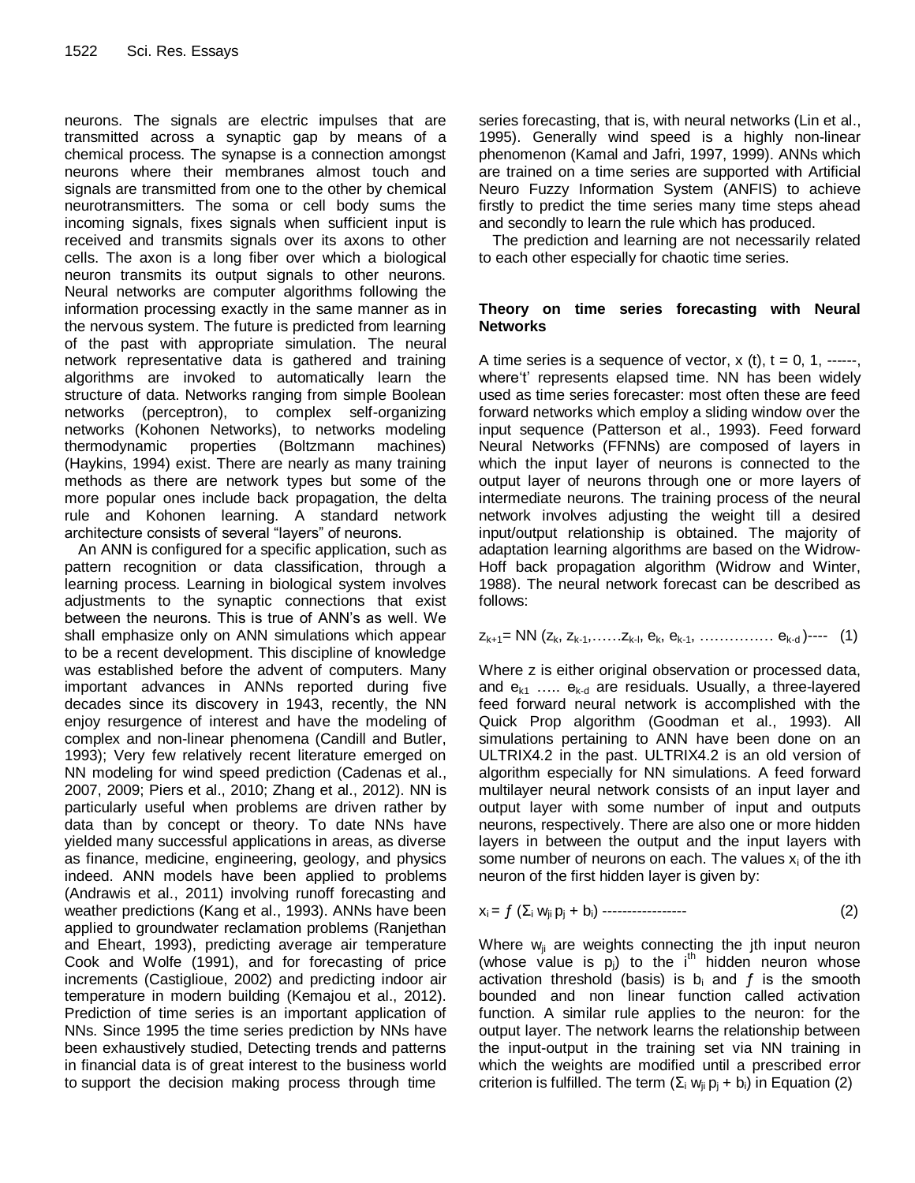neurons. The signals are electric impulses that are transmitted across a synaptic gap by means of a chemical process. The synapse is a connection amongst neurons where their membranes almost touch and signals are transmitted from one to the other by chemical neurotransmitters. The soma or cell body sums the incoming signals, fixes signals when sufficient input is received and transmits signals over its axons to other cells. The axon is a long fiber over which a biological neuron transmits its output signals to other neurons. Neural networks are computer algorithms following the information processing exactly in the same manner as in the nervous system. The future is predicted from learning of the past with appropriate simulation. The neural network representative data is gathered and training algorithms are invoked to automatically learn the structure of data. Networks ranging from simple Boolean networks (perceptron), to complex self-organizing networks (Kohonen Networks), to networks modeling thermodynamic properties (Boltzmann machines) (Haykins, 1994) exist. There are nearly as many training methods as there are network types but some of the more popular ones include back propagation, the delta rule and Kohonen learning. A standard network architecture consists of several "layers" of neurons.

An ANN is configured for a specific application, such as pattern recognition or data classification, through a learning process. Learning in biological system involves adjustments to the synaptic connections that exist between the neurons. This is true of ANN's as well. We shall emphasize only on ANN simulations which appear to be a recent development. This discipline of knowledge was established before the advent of computers. Many important advances in ANNs reported during five decades since its discovery in 1943, recently, the NN enjoy resurgence of interest and have the modeling of complex and non-linear phenomena (Candill and Butler, 1993); Very few relatively recent literature emerged on NN modeling for wind speed prediction (Cadenas et al., 2007, 2009; Piers et al., 2010; Zhang et al., 2012). NN is particularly useful when problems are driven rather by data than by concept or theory. To date NNs have yielded many successful applications in areas, as diverse as finance, medicine, engineering, geology, and physics indeed. ANN models have been applied to problems (Andrawis et al., 2011) involving runoff forecasting and weather predictions (Kang et al., 1993). ANNs have been applied to groundwater reclamation problems (Ranjethan and Eheart, 1993), predicting average air temperature Cook and Wolfe (1991), and for forecasting of price increments (Castiglioue, 2002) and predicting indoor air temperature in modern building (Kemajou et al., 2012). Prediction of time series is an important application of NNs. Since 1995 the time series prediction by NNs have been exhaustively studied, Detecting trends and patterns in financial data is of great interest to the business world to support the decision making process through time series forecasting, that is, with neural networks (Lin et al., 1995). Generally wind speed is a highly non-linear phenomenon (Kamal and Jafri, 1997, 1999). ANNs which are trained on a time series are supported with Artificial Neuro Fuzzy Information System (ANFIS) to achieve firstly to predict the time series many time steps ahead and secondly to learn the rule which has produced.

The prediction and learning are not necessarily related to each other especially for chaotic time series.

## Theory on time series forecasting with Neural Networks

A time series is a sequence of vector, $x(t)$, $t = 0, 1,$ ------, where't' represents elapsed time. NN has been widely used as time series forecaster: most often these are feed forward networks which employ a sliding window over the input sequence (Patterson et al., 1993). Feed forward Neural Networks (FFNNs) are composed of layers in which the input layer of neurons is connected to the output layer of neurons through one or more layers of intermediate neurons. The training process of the neural network involves adjusting the weight till a desired input/output relationship is obtained. The majority of adaptation learning algorithms are based on the Widrow-Hoff back propagation algorithm (Widrow and Winter, 1988). The neural network forecast can be described as follows:

$$z_{k+1} = NN\,(z_k, z_{k-1}, \ldots\ldots z_{k-l}, e_k, e_{k-1}, \ldots\ldots\ldots\ldots\ldots e_{k-d}) \quad (1)$$

Where z is either original observation or processed data, and $e_{k1}$ ….. $e_{k-d}$ are residuals. Usually, a three-layered feed forward neural network is accomplished with the Quick Prop algorithm (Goodman et al., 1993). All simulations pertaining to ANN have been done on an ULTRIX4.2 in the past. ULTRIX4.2 is an old version of algorithm especially for NN simulations. A feed forward multilayer neural network consists of an input layer and output layer with some number of input and outputs neurons, respectively. There are also one or more hidden layers in between the output and the input layers with some number of neurons on each. The values $x_i$ of the ith neuron of the first hidden layer is given by:

$$x_i = f\,(\Sigma_i\, w_{ji}\, p_j + b_i) \quad (2)$$

Where $w_{ji}$ are weights connecting the jth input neuron (whose value is $p_j$) to the $i^{th}$ hidden neuron whose activation threshold (basis) is $b_i$ and $f$ is the smooth bounded and non linear function called activation function. A similar rule applies to the neuron: for the output layer. The network learns the relationship between the input-output in the training set via NN training in which the weights are modified until a prescribed error criterion is fulfilled. The term $(\Sigma_i\, w_{ji}\, p_j + b_i)$ in Equation (2)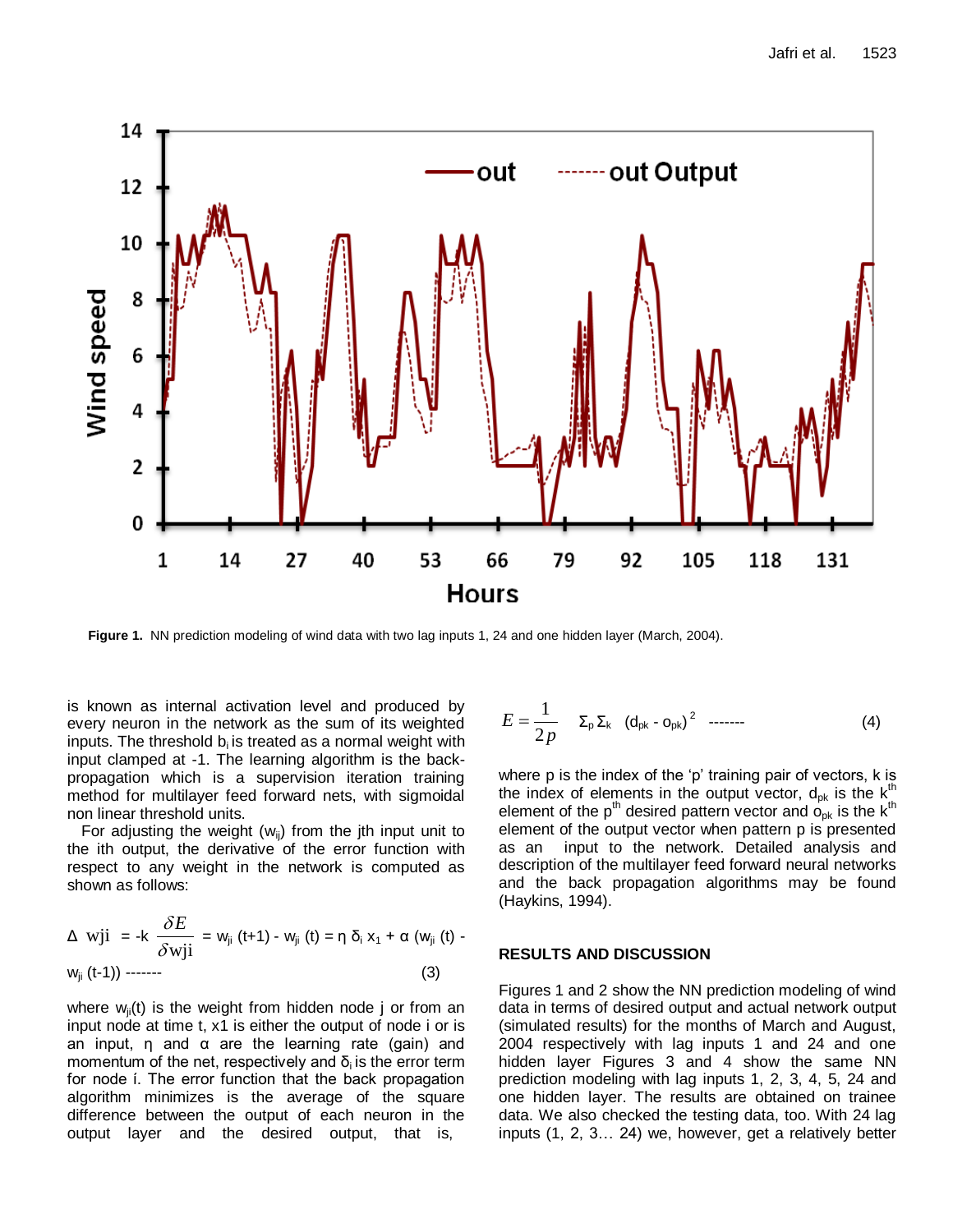Figure 1. NN prediction modeling of wind data with two lag inputs 1, 24 and one hidden layer (March, 2004).

is known as internal activation level and produced by every neuron in the network as the sum of its weighted inputs. The threshold $b_i$ is treated as a normal weight with input clamped at -1. The learning algorithm is the back-propagation which is a supervision iteration training method for multilayer feed forward nets, with sigmoidal non linear threshold units.

For adjusting the weight ($w_{ij}$) from the jth input unit to the ith output, the derivative of the error function with respect to any weight in the network is computed as shown as follows:

$$\Delta \text{ wji } = -k \frac{\delta E}{\delta \text{wji}} = w_{ji}(t+1) - w_{ji}(t) = \eta \, \delta_i \, x_1 + \alpha \, (w_{ji}(t) - w_{ji}(t-1)) \text{ -------} \quad (3)$$

where $w_{ji}(t)$ is the weight from hidden node j or from an input node at time t, x1 is either the output of node i or is an input, η and α are the learning rate (gain) and momentum of the net, respectively and $\delta_i$ is the error term for node í. The error function that the back propagation algorithm minimizes is the average of the square difference between the output of each neuron in the output layer and the desired output, that is,

$$E = \frac{1}{2p} \quad \Sigma_p \Sigma_k \quad (d_{pk} - o_{pk})^2 \text{ -------} \quad (4)$$

where p is the index of the 'p' training pair of vectors, k is the index of elements in the output vector, $d_{pk}$ is the $k^{th}$ element of the $p^{th}$ desired pattern vector and $o_{pk}$ is the $k^{th}$ element of the output vector when pattern p is presented as an input to the network. Detailed analysis and description of the multilayer feed forward neural networks and the back propagation algorithms may be found (Haykins, 1994).

## RESULTS AND DISCUSSION

Figures 1 and 2 show the NN prediction modeling of wind data in terms of desired output and actual network output (simulated results) for the months of March and August, 2004 respectively with lag inputs 1 and 24 and one hidden layer Figures 3 and 4 show the same NN prediction modeling with lag inputs 1, 2, 3, 4, 5, 24 and one hidden layer. The results are obtained on trainee data. We also checked the testing data, too. With 24 lag inputs (1, 2, 3… 24) we, however, get a relatively better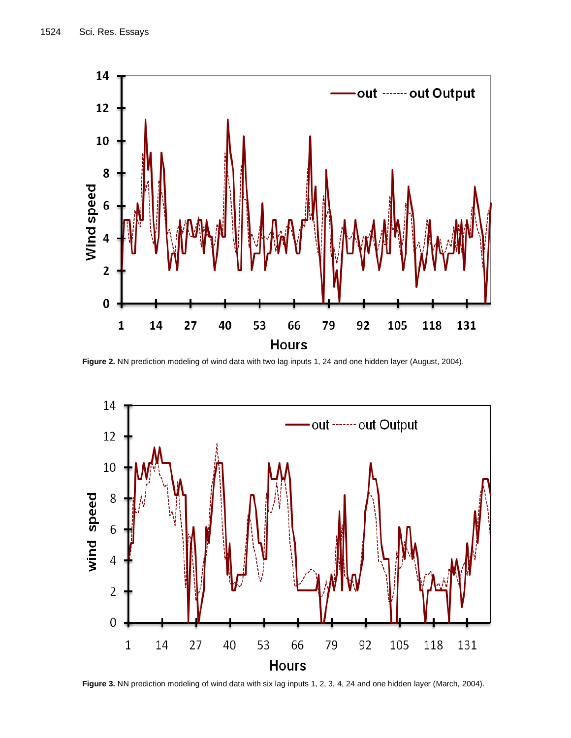**Figure 2.** NN prediction modeling of wind data with two lag inputs 1, 24 and one hidden layer (August, 2004).

**Figure 3.** NN prediction modeling of wind data with six lag inputs 1, 2, 3, 4, 24 and one hidden layer (March, 2004).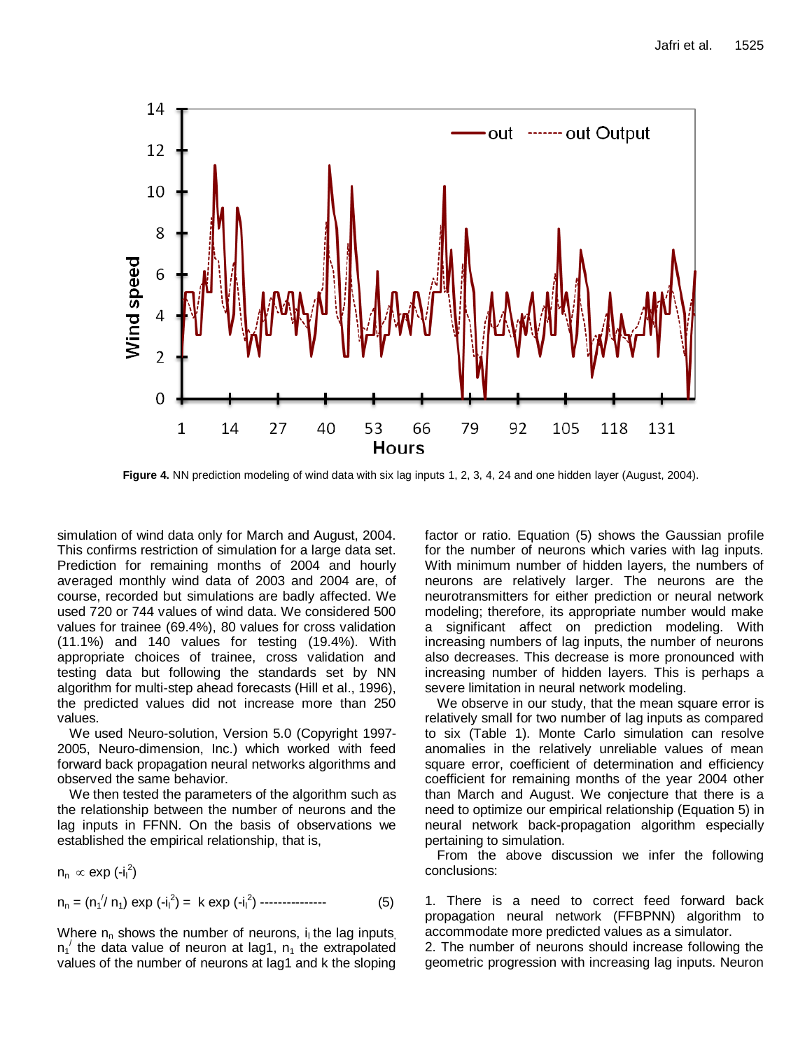**Figure 4.** NN prediction modeling of wind data with six lag inputs 1, 2, 3, 4, 24 and one hidden layer (August, 2004).

simulation of wind data only for March and August, 2004. This confirms restriction of simulation for a large data set. Prediction for remaining months of 2004 and hourly averaged monthly wind data of 2003 and 2004 are, of course, recorded but simulations are badly affected. We used 720 or 744 values of wind data. We considered 500 values for trainee (69.4%), 80 values for cross validation (11.1%) and 140 values for testing (19.4%). With appropriate choices of trainee, cross validation and testing data but following the standards set by NN algorithm for multi-step ahead forecasts (Hill et al., 1996), the predicted values did not increase more than 250 values.

We used Neuro-solution, Version 5.0 (Copyright 1997-2005, Neuro-dimension, Inc.) which worked with feed forward back propagation neural networks algorithms and observed the same behavior.

We then tested the parameters of the algorithm such as the relationship between the number of neurons and the lag inputs in FFNN. On the basis of observations we established the empirical relationship, that is,

$$n_n \propto \exp(-i_l^2)$$

$$n_n = (n_1^{/} / n_1) \exp(-i_l^2) = k \exp(-i_l^2) \qquad (5)$$

Where $n_n$ shows the number of neurons, $i_l$ the lag inputs, $n_1^{/}$ the data value of neuron at lag1, $n_1$ the extrapolated values of the number of neurons at lag1 and k the sloping factor or ratio. Equation (5) shows the Gaussian profile for the number of neurons which varies with lag inputs. With minimum number of hidden layers, the numbers of neurons are relatively larger. The neurons are the neurotransmitters for either prediction or neural network modeling; therefore, its appropriate number would make a significant affect on prediction modeling. With increasing numbers of lag inputs, the number of neurons also decreases. This decrease is more pronounced with increasing number of hidden layers. This is perhaps a severe limitation in neural network modeling.

We observe in our study, that the mean square error is relatively small for two number of lag inputs as compared to six (Table 1). Monte Carlo simulation can resolve anomalies in the relatively unreliable values of mean square error, coefficient of determination and efficiency coefficient for remaining months of the year 2004 other than March and August. We conjecture that there is a need to optimize our empirical relationship (Equation 5) in neural network back-propagation algorithm especially pertaining to simulation.

From the above discussion we infer the following conclusions:

1. There is a need to correct feed forward back propagation neural network (FFBPNN) algorithm to accommodate more predicted values as a simulator.
2. The number of neurons should increase following the geometric progression with increasing lag inputs. Neuron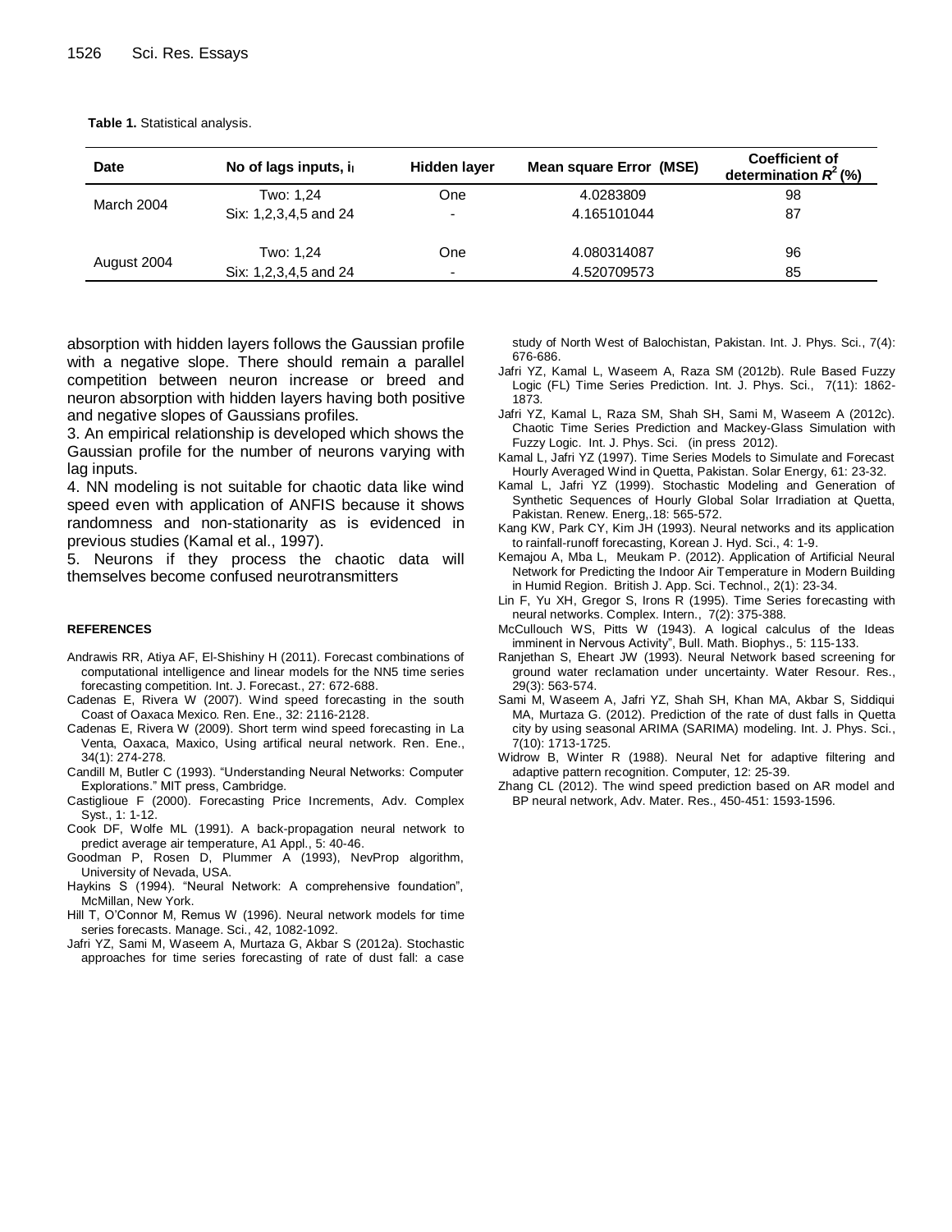**Table 1.** Statistical analysis.

| Date | No of lags inputs, $i_l$ | Hidden layer | Mean square Error (MSE) | Coefficient of determination $R^2$ (%) |
|---|---|---|---|---|
| March 2004 | Two: 1,24 | One | 4.0283809 | 98 |
| | Six: 1,2,3,4,5 and 24 | - | 4.165101044 | 87 |
| August 2004 | Two: 1,24 | One | 4.080314087 | 96 |
| | Six: 1,2,3,4,5 and 24 | - | 4.520709573 | 85 |

absorption with hidden layers follows the Gaussian profile with a negative slope. There should remain a parallel competition between neuron increase or breed and neuron absorption with hidden layers having both positive and negative slopes of Gaussians profiles.

3. An empirical relationship is developed which shows the Gaussian profile for the number of neurons varying with lag inputs.

4. NN modeling is not suitable for chaotic data like wind speed even with application of ANFIS because it shows randomness and non-stationarity as is evidenced in previous studies (Kamal et al., 1997).

5. Neurons if they process the chaotic data will themselves become confused neurotransmitters

#### REFERENCES

Andrawis RR, Atiya AF, El-Shishiny H (2011). Forecast combinations of computational intelligence and linear models for the NN5 time series forecasting competition. Int. J. Forecast., 27: 672-688.

Cadenas E, Rivera W (2007). Wind speed forecasting in the south Coast of Oaxaca Mexico. Ren. Ene., 32: 2116-2128.

Cadenas E, Rivera W (2009). Short term wind speed forecasting in La Venta, Oaxaca, Maxico, Using artifical neural network. Ren. Ene., 34(1): 274-278.

Candill M, Butler C (1993). "Understanding Neural Networks: Computer Explorations." MIT press, Cambridge.

Castiglioue F (2000). Forecasting Price Increments, Adv. Complex Syst., 1: 1-12.

Cook DF, Wolfe ML (1991). A back-propagation neural network to predict average air temperature, A1 Appl., 5: 40-46.

Goodman P, Rosen D, Plummer A (1993), NevProp algorithm, University of Nevada, USA.

Haykins S (1994). "Neural Network: A comprehensive foundation", McMillan, New York.

Hill T, O'Connor M, Remus W (1996). Neural network models for time series forecasts. Manage. Sci., 42, 1082-1092.

Jafri YZ, Sami M, Waseem A, Murtaza G, Akbar S (2012a). Stochastic approaches for time series forecasting of rate of dust fall: a case study of North West of Balochistan, Pakistan. Int. J. Phys. Sci., 7(4): 676-686.

Jafri YZ, Kamal L, Waseem A, Raza SM (2012b). Rule Based Fuzzy Logic (FL) Time Series Prediction. Int. J. Phys. Sci., 7(11): 1862-1873.

Jafri YZ, Kamal L, Raza SM, Shah SH, Sami M, Waseem A (2012c). Chaotic Time Series Prediction and Mackey-Glass Simulation with Fuzzy Logic. Int. J. Phys. Sci. (in press 2012).

Kamal L, Jafri YZ (1997). Time Series Models to Simulate and Forecast Hourly Averaged Wind in Quetta, Pakistan. Solar Energy, 61: 23-32.

Kamal L, Jafri YZ (1999). Stochastic Modeling and Generation of Synthetic Sequences of Hourly Global Solar Irradiation at Quetta, Pakistan. Renew. Energ,.18: 565-572.

Kang KW, Park CY, Kim JH (1993). Neural networks and its application to rainfall-runoff forecasting, Korean J. Hyd. Sci., 4: 1-9.

Kemajou A, Mba L, Meukam P. (2012). Application of Artificial Neural Network for Predicting the Indoor Air Temperature in Modern Building in Humid Region. British J. App. Sci. Technol., 2(1): 23-34.

Lin F, Yu XH, Gregor S, Irons R (1995). Time Series forecasting with neural networks. Complex. Intern., 7(2): 375-388.

McCullouch WS, Pitts W (1943). A logical calculus of the Ideas imminent in Nervous Activity", Bull. Math. Biophys., 5: 115-133.

Ranjethan S, Eheart JW (1993). Neural Network based screening for ground water reclamation under uncertainty. Water Resour. Res., 29(3): 563-574.

Sami M, Waseem A, Jafri YZ, Shah SH, Khan MA, Akbar S, Siddiqui MA, Murtaza G. (2012). Prediction of the rate of dust falls in Quetta city by using seasonal ARIMA (SARIMA) modeling. Int. J. Phys. Sci., 7(10): 1713-1725.

Widrow B, Winter R (1988). Neural Net for adaptive filtering and adaptive pattern recognition. Computer, 12: 25-39.

Zhang CL (2012). The wind speed prediction based on AR model and BP neural network, Adv. Mater. Res., 450-451: 1593-1596.